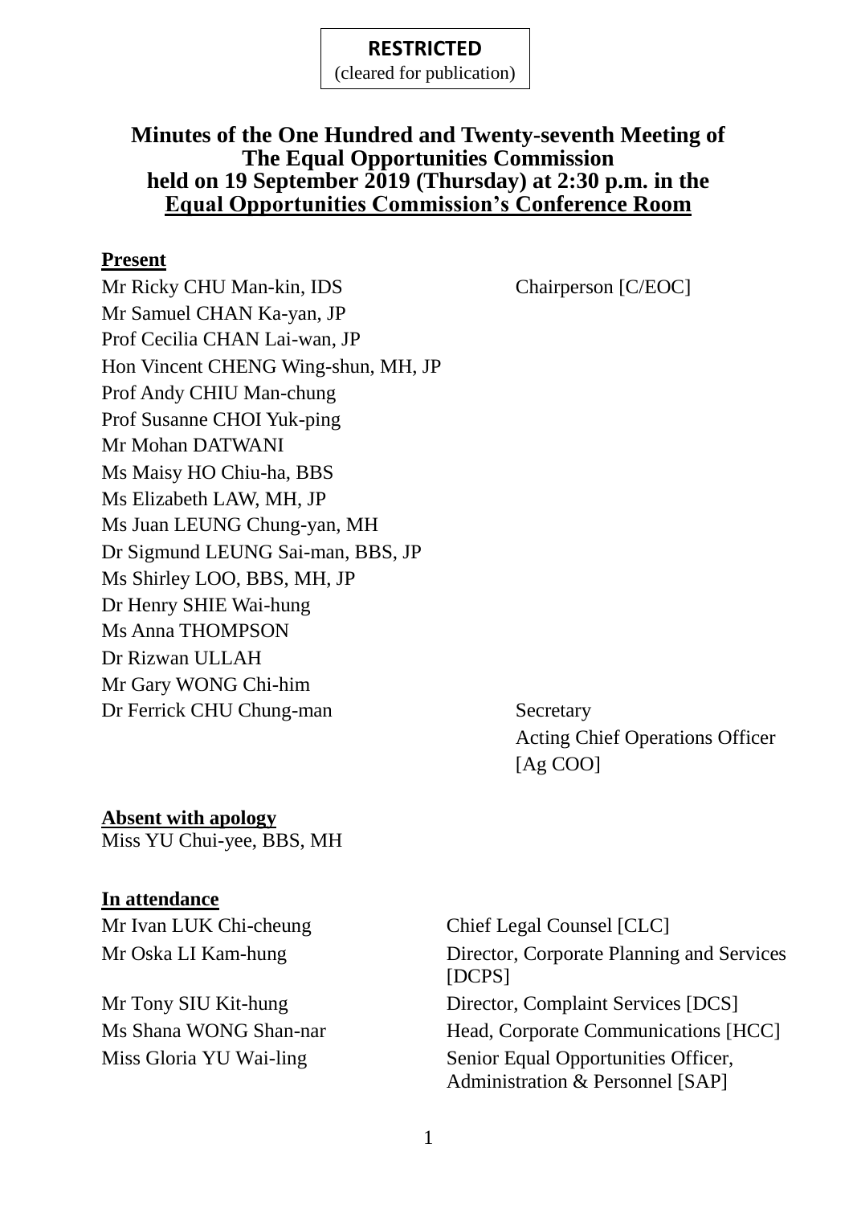**RESTRICTED**
(cleared for publication)

# Minutes of the One Hundred and Twenty-seventh Meeting of The Equal Opportunities Commission held on 19 September 2019 (Thursday) at 2:30 p.m. in the Equal Opportunities Commission's Conference Room

**Present**

| | |
|---|---|
| Mr Ricky CHU Man-kin, IDS | Chairperson [C/EOC] |
| Mr Samuel CHAN Ka-yan, JP | |
| Prof Cecilia CHAN Lai-wan, JP | |
| Hon Vincent CHENG Wing-shun, MH, JP | |
| Prof Andy CHIU Man-chung | |
| Prof Susanne CHOI Yuk-ping | |
| Mr Mohan DATWANI | |
| Ms Maisy HO Chiu-ha, BBS | |
| Ms Elizabeth LAW, MH, JP | |
| Ms Juan LEUNG Chung-yan, MH | |
| Dr Sigmund LEUNG Sai-man, BBS, JP | |
| Ms Shirley LOO, BBS, MH, JP | |
| Dr Henry SHIE Wai-hung | |
| Ms Anna THOMPSON | |
| Dr Rizwan ULLAH | |
| Mr Gary WONG Chi-him | |
| Dr Ferrick CHU Chung-man | Secretary<br>Acting Chief Operations Officer [Ag COO] |

**Absent with apology**

Miss YU Chui-yee, BBS, MH

**In attendance**

| | |
|---|---|
| Mr Ivan LUK Chi-cheung | Chief Legal Counsel [CLC] |
| Mr Oska LI Kam-hung | Director, Corporate Planning and Services [DCPS] |
| Mr Tony SIU Kit-hung | Director, Complaint Services [DCS] |
| Ms Shana WONG Shan-nar | Head, Corporate Communications [HCC] |
| Miss Gloria YU Wai-ling | Senior Equal Opportunities Officer, Administration & Personnel [SAP] |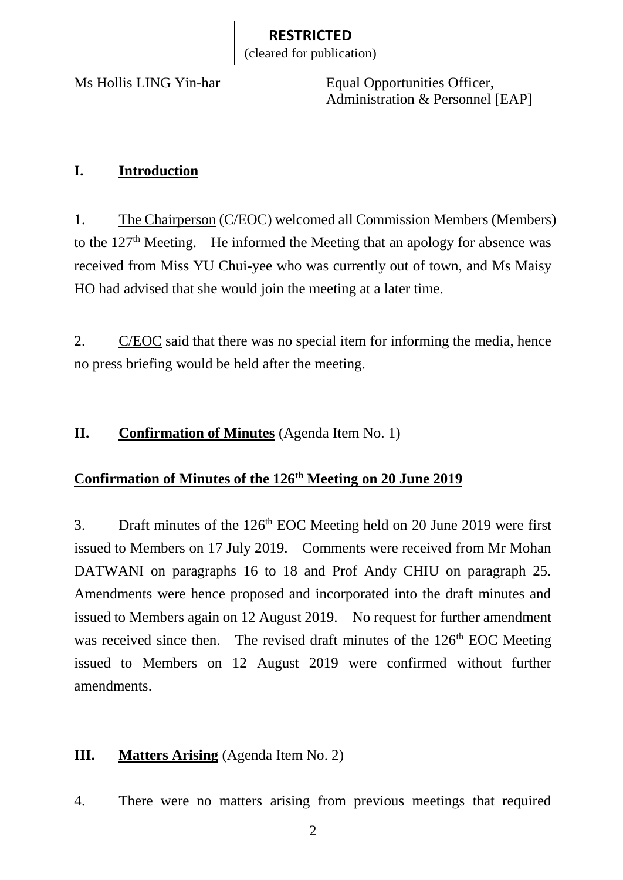**RESTRICTED**
(cleared for publication)

Ms Hollis LING Yin-har — Equal Opportunities Officer, Administration & Personnel [EAP]

## I. Introduction

1. The Chairperson (C/EOC) welcomed all Commission Members (Members) to the 127th Meeting. He informed the Meeting that an apology for absence was received from Miss YU Chui-yee who was currently out of town, and Ms Maisy HO had advised that she would join the meeting at a later time.

2. C/EOC said that there was no special item for informing the media, hence no press briefing would be held after the meeting.

## II. Confirmation of Minutes (Agenda Item No. 1)

### Confirmation of Minutes of the 126th Meeting on 20 June 2019

3. Draft minutes of the 126th EOC Meeting held on 20 June 2019 were first issued to Members on 17 July 2019. Comments were received from Mr Mohan DATWANI on paragraphs 16 to 18 and Prof Andy CHIU on paragraph 25. Amendments were hence proposed and incorporated into the draft minutes and issued to Members again on 12 August 2019. No request for further amendment was received since then. The revised draft minutes of the 126th EOC Meeting issued to Members on 12 August 2019 were confirmed without further amendments.

## III. Matters Arising (Agenda Item No. 2)

4. There were no matters arising from previous meetings that required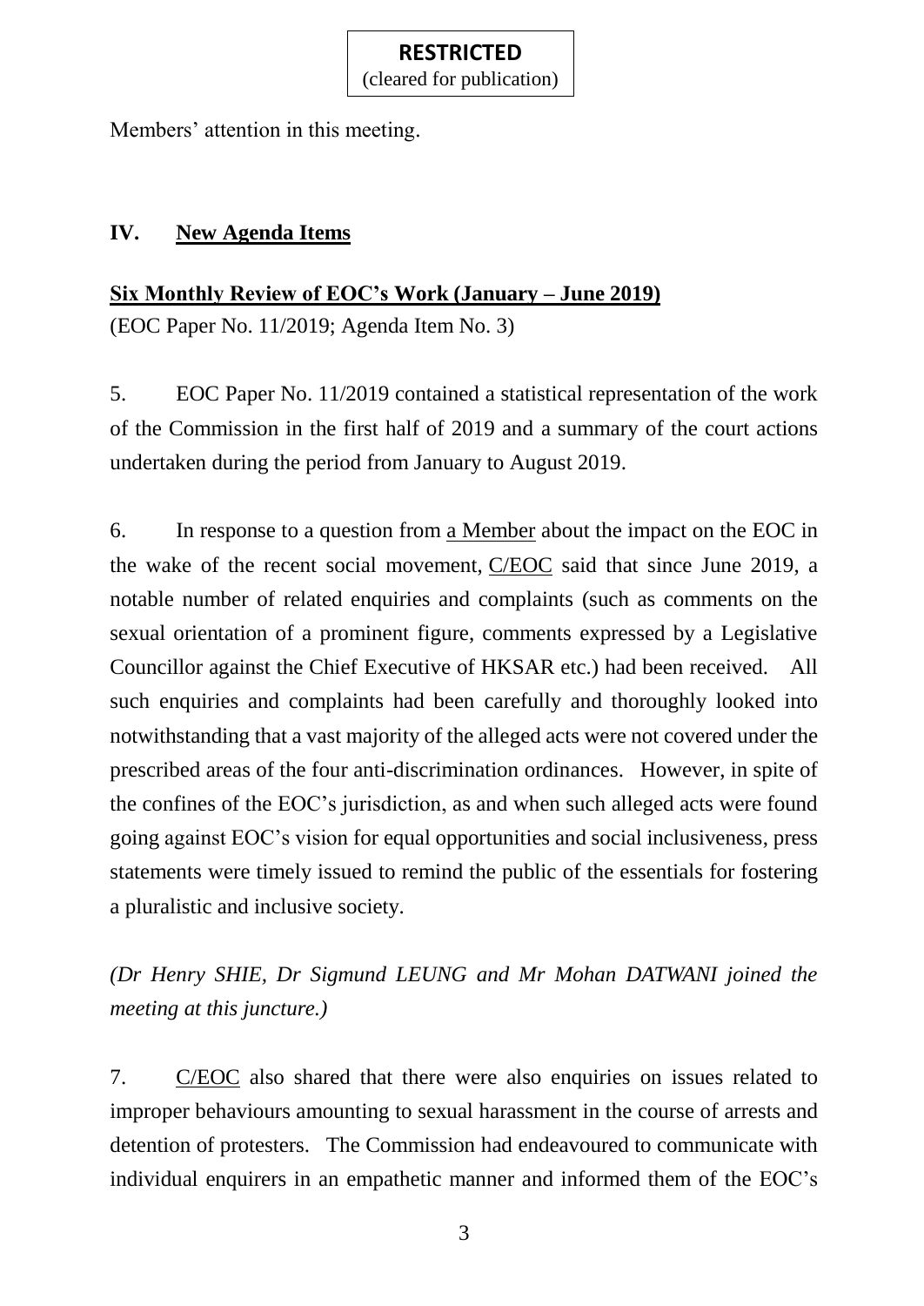Members' attention in this meeting.

## IV. New Agenda Items

### Six Monthly Review of EOC's Work (January – June 2019)

(EOC Paper No. 11/2019; Agenda Item No. 3)

5. EOC Paper No. 11/2019 contained a statistical representation of the work of the Commission in the first half of 2019 and a summary of the court actions undertaken during the period from January to August 2019.

6. In response to a question from a Member about the impact on the EOC in the wake of the recent social movement, C/EOC said that since June 2019, a notable number of related enquiries and complaints (such as comments on the sexual orientation of a prominent figure, comments expressed by a Legislative Councillor against the Chief Executive of HKSAR etc.) had been received. All such enquiries and complaints had been carefully and thoroughly looked into notwithstanding that a vast majority of the alleged acts were not covered under the prescribed areas of the four anti-discrimination ordinances. However, in spite of the confines of the EOC's jurisdiction, as and when such alleged acts were found going against EOC's vision for equal opportunities and social inclusiveness, press statements were timely issued to remind the public of the essentials for fostering a pluralistic and inclusive society.

*(Dr Henry SHIE, Dr Sigmund LEUNG and Mr Mohan DATWANI joined the meeting at this juncture.)*

7. C/EOC also shared that there were also enquiries on issues related to improper behaviours amounting to sexual harassment in the course of arrests and detention of protesters. The Commission had endeavoured to communicate with individual enquirers in an empathetic manner and informed them of the EOC's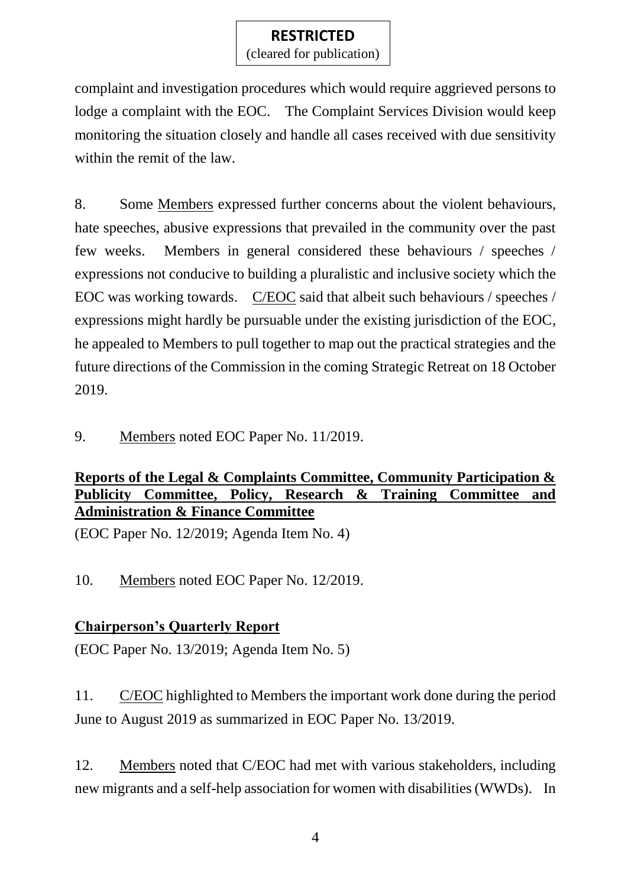complaint and investigation procedures which would require aggrieved persons to lodge a complaint with the EOC. The Complaint Services Division would keep monitoring the situation closely and handle all cases received with due sensitivity within the remit of the law.

8. Some Members expressed further concerns about the violent behaviours, hate speeches, abusive expressions that prevailed in the community over the past few weeks. Members in general considered these behaviours / speeches / expressions not conducive to building a pluralistic and inclusive society which the EOC was working towards. C/EOC said that albeit such behaviours / speeches / expressions might hardly be pursuable under the existing jurisdiction of the EOC, he appealed to Members to pull together to map out the practical strategies and the future directions of the Commission in the coming Strategic Retreat on 18 October 2019.

9. Members noted EOC Paper No. 11/2019.

**Reports of the Legal & Complaints Committee, Community Participation & Publicity Committee, Policy, Research & Training Committee and Administration & Finance Committee**

(EOC Paper No. 12/2019; Agenda Item No. 4)

10. Members noted EOC Paper No. 12/2019.

**Chairperson's Quarterly Report**

(EOC Paper No. 13/2019; Agenda Item No. 5)

11. C/EOC highlighted to Members the important work done during the period June to August 2019 as summarized in EOC Paper No. 13/2019.

12. Members noted that C/EOC had met with various stakeholders, including new migrants and a self-help association for women with disabilities (WWDs). In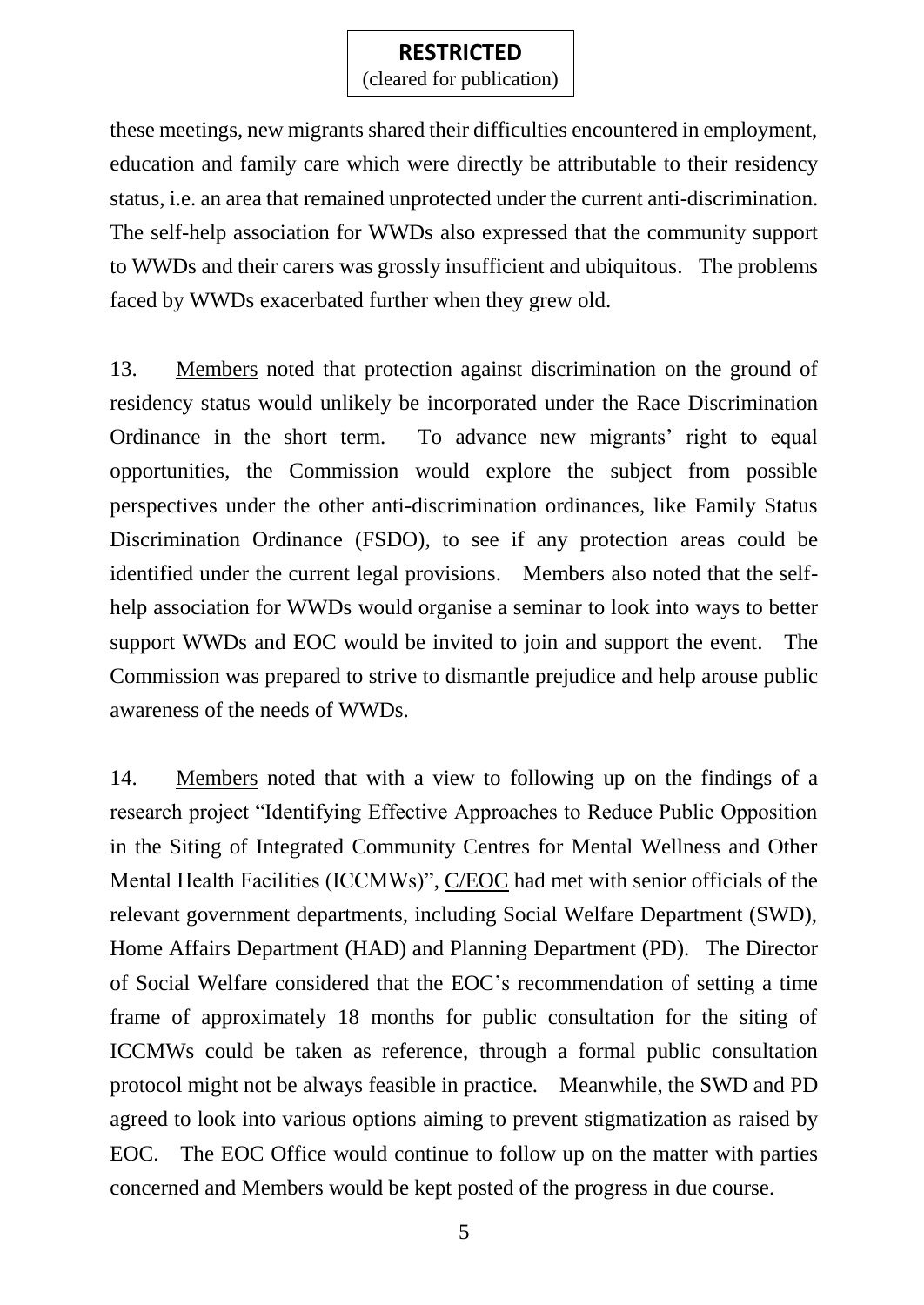**RESTRICTED**
(cleared for publication)

these meetings, new migrants shared their difficulties encountered in employment, education and family care which were directly be attributable to their residency status, i.e. an area that remained unprotected under the current anti-discrimination. The self-help association for WWDs also expressed that the community support to WWDs and their carers was grossly insufficient and ubiquitous. The problems faced by WWDs exacerbated further when they grew old.

13. Members noted that protection against discrimination on the ground of residency status would unlikely be incorporated under the Race Discrimination Ordinance in the short term. To advance new migrants' right to equal opportunities, the Commission would explore the subject from possible perspectives under the other anti-discrimination ordinances, like Family Status Discrimination Ordinance (FSDO), to see if any protection areas could be identified under the current legal provisions. Members also noted that the self-help association for WWDs would organise a seminar to look into ways to better support WWDs and EOC would be invited to join and support the event. The Commission was prepared to strive to dismantle prejudice and help arouse public awareness of the needs of WWDs.

14. Members noted that with a view to following up on the findings of a research project "Identifying Effective Approaches to Reduce Public Opposition in the Siting of Integrated Community Centres for Mental Wellness and Other Mental Health Facilities (ICCMWs)", C/EOC had met with senior officials of the relevant government departments, including Social Welfare Department (SWD), Home Affairs Department (HAD) and Planning Department (PD). The Director of Social Welfare considered that the EOC's recommendation of setting a time frame of approximately 18 months for public consultation for the siting of ICCMWs could be taken as reference, through a formal public consultation protocol might not be always feasible in practice. Meanwhile, the SWD and PD agreed to look into various options aiming to prevent stigmatization as raised by EOC. The EOC Office would continue to follow up on the matter with parties concerned and Members would be kept posted of the progress in due course.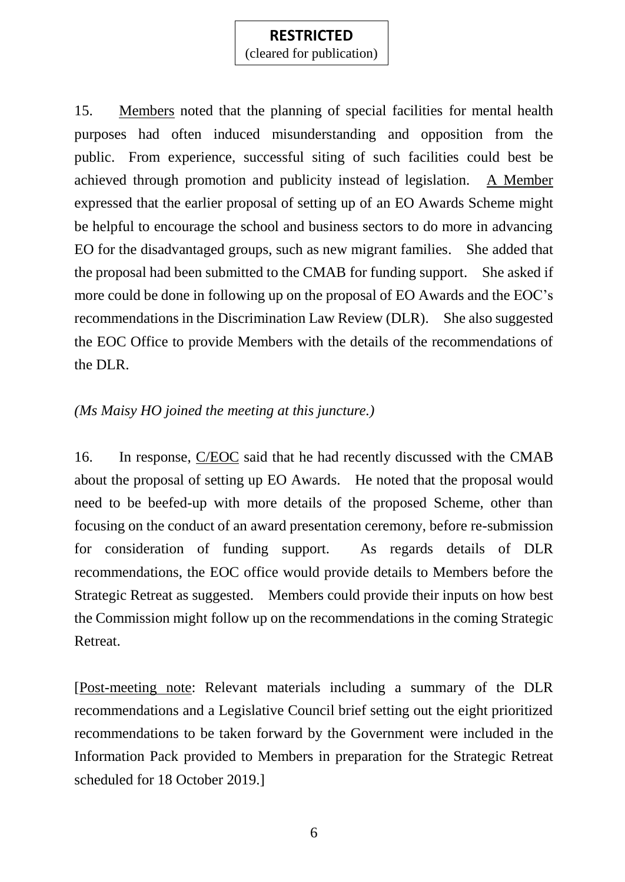**RESTRICTED**
(cleared for publication)

15. Members noted that the planning of special facilities for mental health purposes had often induced misunderstanding and opposition from the public. From experience, successful siting of such facilities could best be achieved through promotion and publicity instead of legislation. A Member expressed that the earlier proposal of setting up of an EO Awards Scheme might be helpful to encourage the school and business sectors to do more in advancing EO for the disadvantaged groups, such as new migrant families. She added that the proposal had been submitted to the CMAB for funding support. She asked if more could be done in following up on the proposal of EO Awards and the EOC's recommendations in the Discrimination Law Review (DLR). She also suggested the EOC Office to provide Members with the details of the recommendations of the DLR.

*(Ms Maisy HO joined the meeting at this juncture.)*

16. In response, C/EOC said that he had recently discussed with the CMAB about the proposal of setting up EO Awards. He noted that the proposal would need to be beefed-up with more details of the proposed Scheme, other than focusing on the conduct of an award presentation ceremony, before re-submission for consideration of funding support. As regards details of DLR recommendations, the EOC office would provide details to Members before the Strategic Retreat as suggested. Members could provide their inputs on how best the Commission might follow up on the recommendations in the coming Strategic Retreat.

[Post-meeting note: Relevant materials including a summary of the DLR recommendations and a Legislative Council brief setting out the eight prioritized recommendations to be taken forward by the Government were included in the Information Pack provided to Members in preparation for the Strategic Retreat scheduled for 18 October 2019.]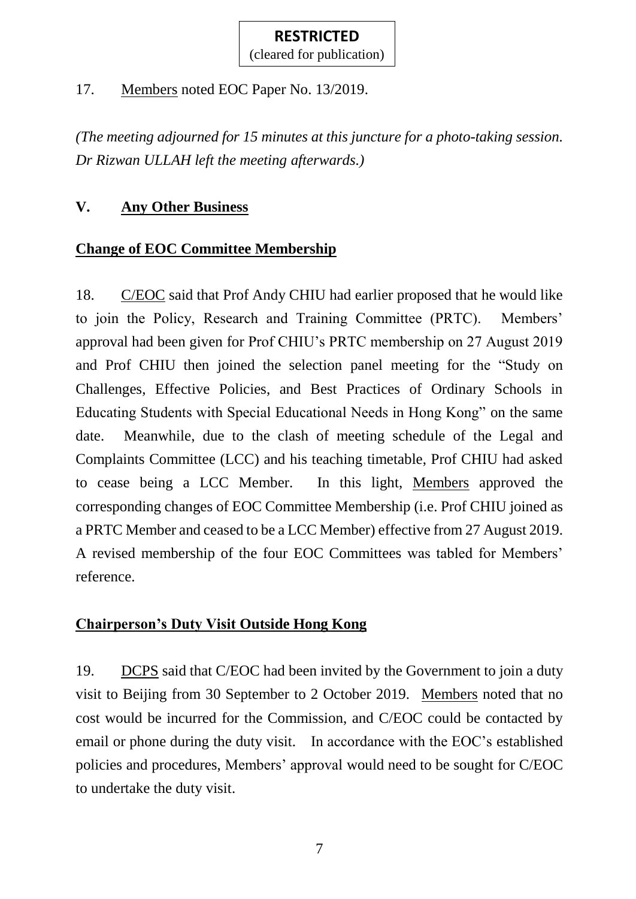**RESTRICTED**
(cleared for publication)

17. Members noted EOC Paper No. 13/2019.

*(The meeting adjourned for 15 minutes at this juncture for a photo-taking session. Dr Rizwan ULLAH left the meeting afterwards.)*

## V. Any Other Business

### Change of EOC Committee Membership

18. C/EOC said that Prof Andy CHIU had earlier proposed that he would like to join the Policy, Research and Training Committee (PRTC). Members' approval had been given for Prof CHIU's PRTC membership on 27 August 2019 and Prof CHIU then joined the selection panel meeting for the "Study on Challenges, Effective Policies, and Best Practices of Ordinary Schools in Educating Students with Special Educational Needs in Hong Kong" on the same date. Meanwhile, due to the clash of meeting schedule of the Legal and Complaints Committee (LCC) and his teaching timetable, Prof CHIU had asked to cease being a LCC Member. In this light, Members approved the corresponding changes of EOC Committee Membership (i.e. Prof CHIU joined as a PRTC Member and ceased to be a LCC Member) effective from 27 August 2019. A revised membership of the four EOC Committees was tabled for Members' reference.

### Chairperson's Duty Visit Outside Hong Kong

19. DCPS said that C/EOC had been invited by the Government to join a duty visit to Beijing from 30 September to 2 October 2019. Members noted that no cost would be incurred for the Commission, and C/EOC could be contacted by email or phone during the duty visit. In accordance with the EOC's established policies and procedures, Members' approval would need to be sought for C/EOC to undertake the duty visit.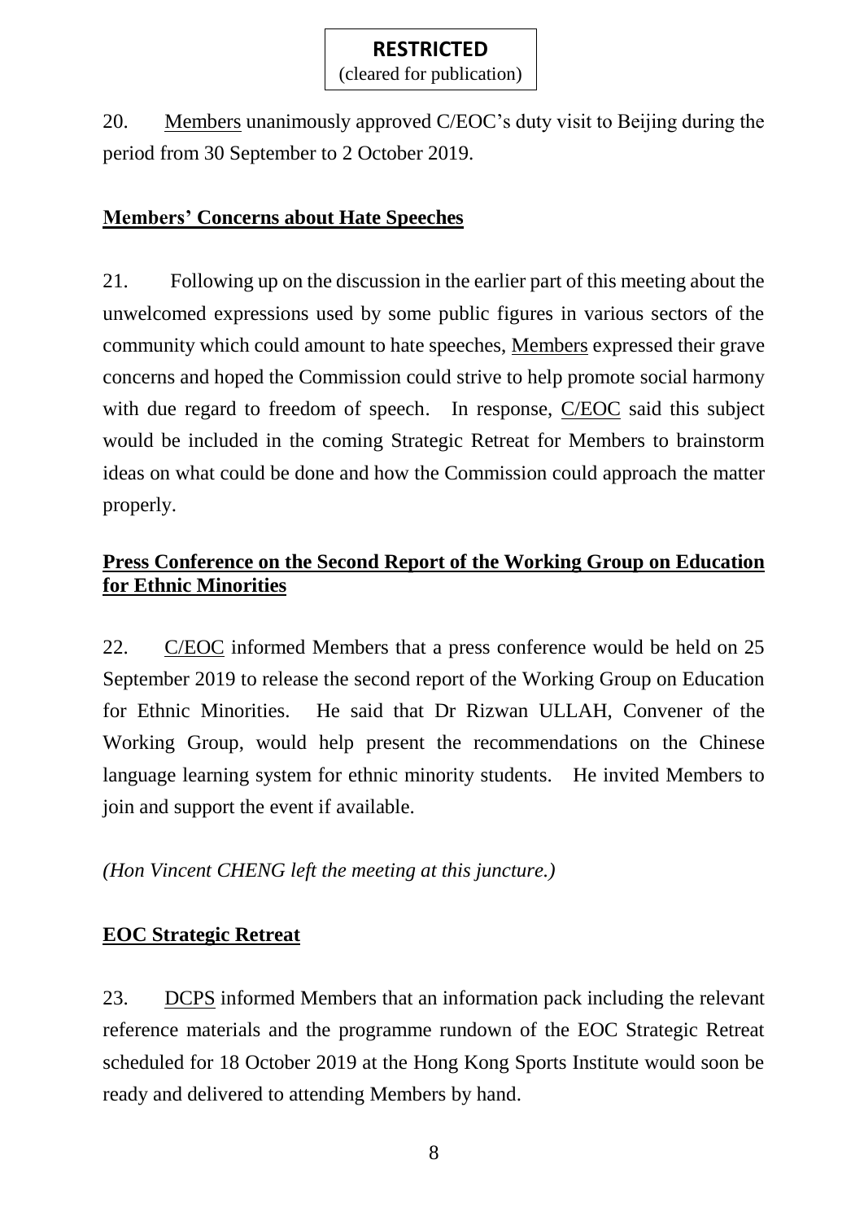**RESTRICTED**
(cleared for publication)

20. Members unanimously approved C/EOC's duty visit to Beijing during the period from 30 September to 2 October 2019.

**Members' Concerns about Hate Speeches**

21. Following up on the discussion in the earlier part of this meeting about the unwelcomed expressions used by some public figures in various sectors of the community which could amount to hate speeches, Members expressed their grave concerns and hoped the Commission could strive to help promote social harmony with due regard to freedom of speech. In response, C/EOC said this subject would be included in the coming Strategic Retreat for Members to brainstorm ideas on what could be done and how the Commission could approach the matter properly.

**Press Conference on the Second Report of the Working Group on Education for Ethnic Minorities**

22. C/EOC informed Members that a press conference would be held on 25 September 2019 to release the second report of the Working Group on Education for Ethnic Minorities. He said that Dr Rizwan ULLAH, Convener of the Working Group, would help present the recommendations on the Chinese language learning system for ethnic minority students. He invited Members to join and support the event if available.

*(Hon Vincent CHENG left the meeting at this juncture.)*

**EOC Strategic Retreat**

23. DCPS informed Members that an information pack including the relevant reference materials and the programme rundown of the EOC Strategic Retreat scheduled for 18 October 2019 at the Hong Kong Sports Institute would soon be ready and delivered to attending Members by hand.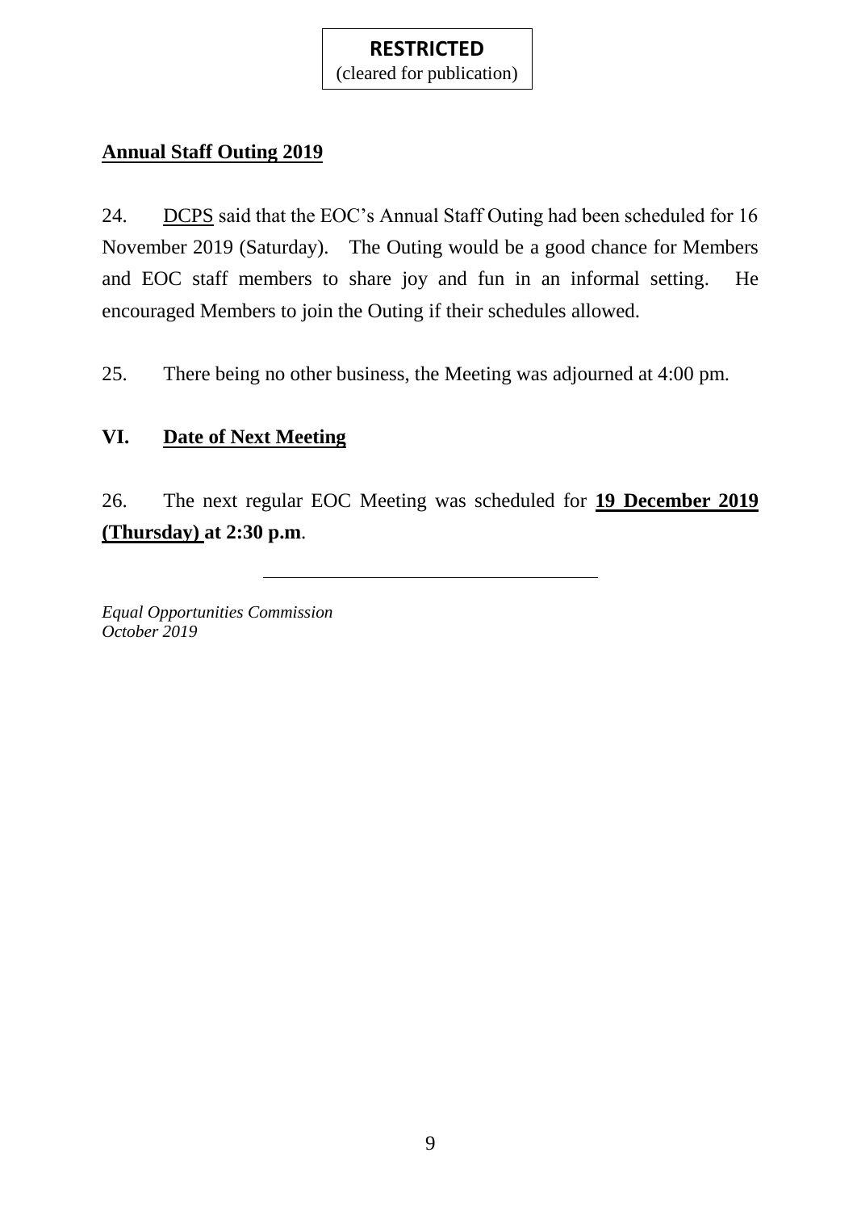**RESTRICTED**
(cleared for publication)

**Annual Staff Outing 2019**

24. DCPS said that the EOC's Annual Staff Outing had been scheduled for 16 November 2019 (Saturday). The Outing would be a good chance for Members and EOC staff members to share joy and fun in an informal setting. He encouraged Members to join the Outing if their schedules allowed.

25. There being no other business, the Meeting was adjourned at 4:00 pm.

## VI. Date of Next Meeting

26. The next regular EOC Meeting was scheduled for **19 December 2019 (Thursday) at 2:30 p.m**.

---

*Equal Opportunities Commission*
*October 2019*